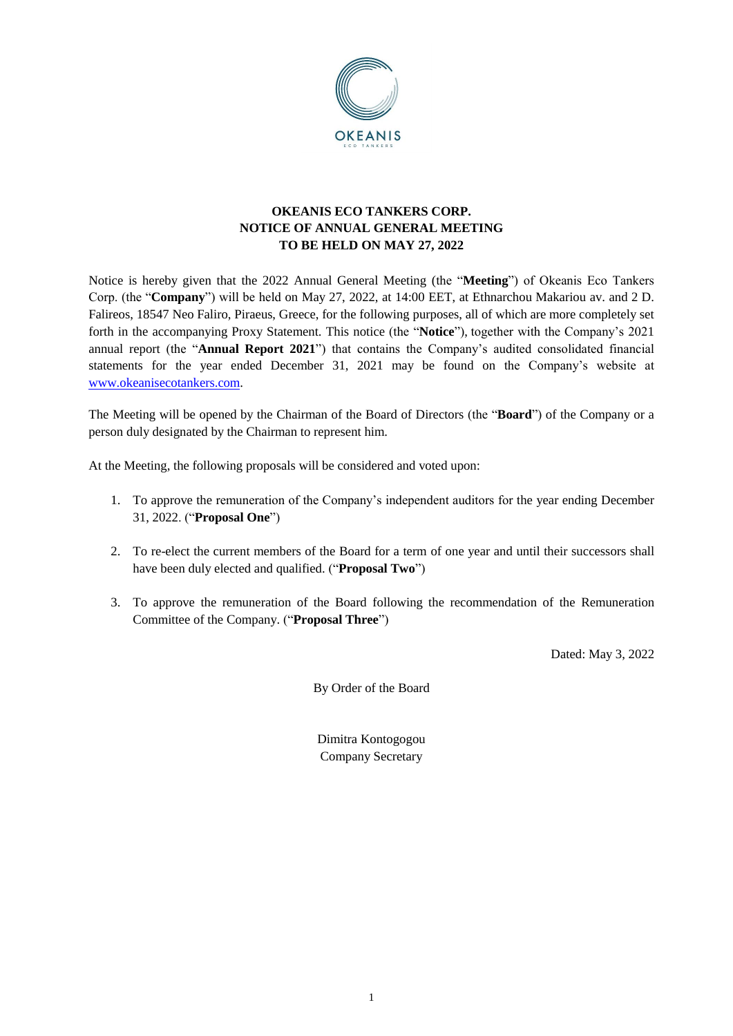# OKEANIS ECO TANKERS CORP.
## NOTICE OF ANNUAL GENERAL MEETING
## TO BE HELD ON MAY 27, 2022

Notice is hereby given that the 2022 Annual General Meeting (the "**Meeting**") of Okeanis Eco Tankers Corp. (the "**Company**") will be held on May 27, 2022, at 14:00 EET, at Ethnarchou Makariou av. and 2 D. Falireos, 18547 Neo Faliro, Piraeus, Greece, for the following purposes, all of which are more completely set forth in the accompanying Proxy Statement. This notice (the "**Notice**"), together with the Company's 2021 annual report (the "**Annual Report 2021**") that contains the Company's audited consolidated financial statements for the year ended December 31, 2021 may be found on the Company's website at www.okeanisecotankers.com.

The Meeting will be opened by the Chairman of the Board of Directors (the "**Board**") of the Company or a person duly designated by the Chairman to represent him.

At the Meeting, the following proposals will be considered and voted upon:

1. To approve the remuneration of the Company's independent auditors for the year ending December 31, 2022. ("**Proposal One**")
2. To re-elect the current members of the Board for a term of one year and until their successors shall have been duly elected and qualified. ("**Proposal Two**")
3. To approve the remuneration of the Board following the recommendation of the Remuneration Committee of the Company. ("**Proposal Three**")

Dated: May 3, 2022

By Order of the Board

Dimitra Kontogogou
Company Secretary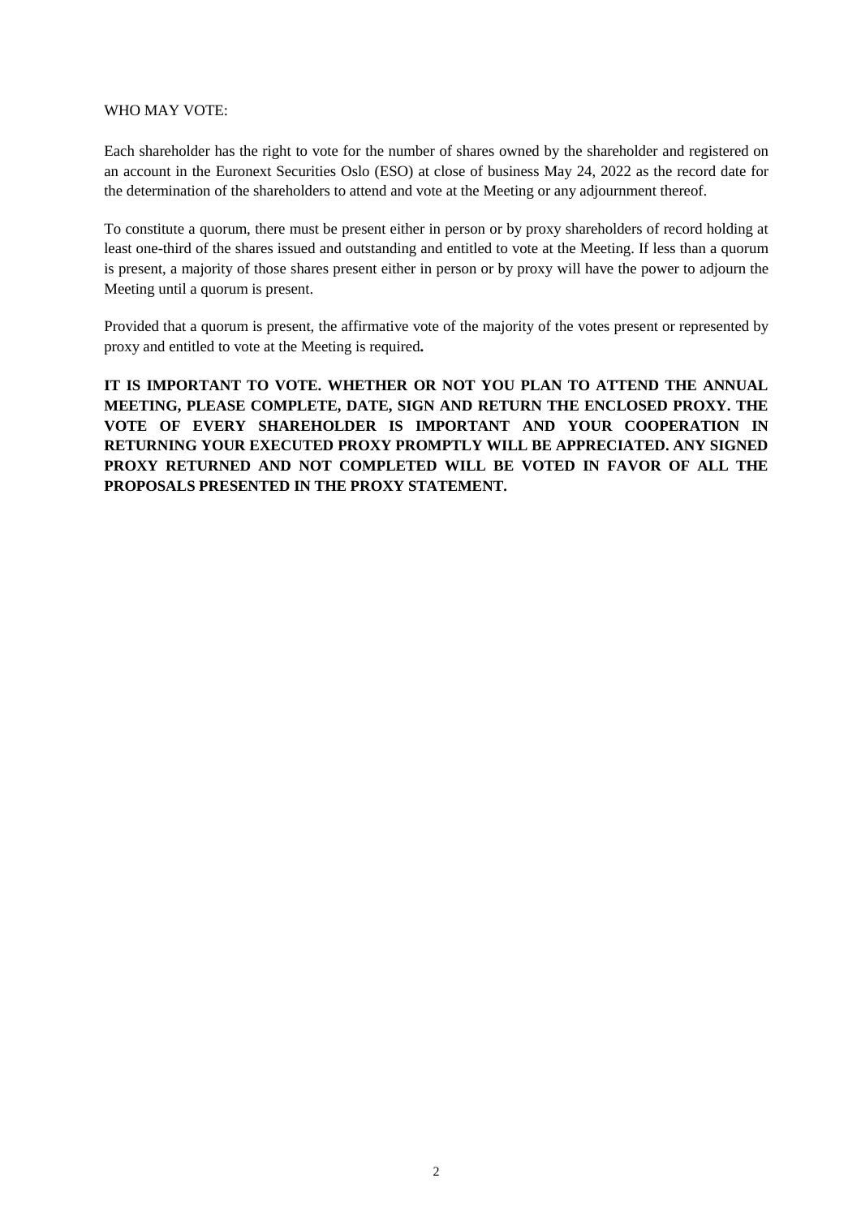WHO MAY VOTE:

Each shareholder has the right to vote for the number of shares owned by the shareholder and registered on an account in the Euronext Securities Oslo (ESO) at close of business May 24, 2022 as the record date for the determination of the shareholders to attend and vote at the Meeting or any adjournment thereof.

To constitute a quorum, there must be present either in person or by proxy shareholders of record holding at least one-third of the shares issued and outstanding and entitled to vote at the Meeting. If less than a quorum is present, a majority of those shares present either in person or by proxy will have the power to adjourn the Meeting until a quorum is present.

Provided that a quorum is present, the affirmative vote of the majority of the votes present or represented by proxy and entitled to vote at the Meeting is required**.**

**IT IS IMPORTANT TO VOTE. WHETHER OR NOT YOU PLAN TO ATTEND THE ANNUAL MEETING, PLEASE COMPLETE, DATE, SIGN AND RETURN THE ENCLOSED PROXY. THE VOTE OF EVERY SHAREHOLDER IS IMPORTANT AND YOUR COOPERATION IN RETURNING YOUR EXECUTED PROXY PROMPTLY WILL BE APPRECIATED. ANY SIGNED PROXY RETURNED AND NOT COMPLETED WILL BE VOTED IN FAVOR OF ALL THE PROPOSALS PRESENTED IN THE PROXY STATEMENT.**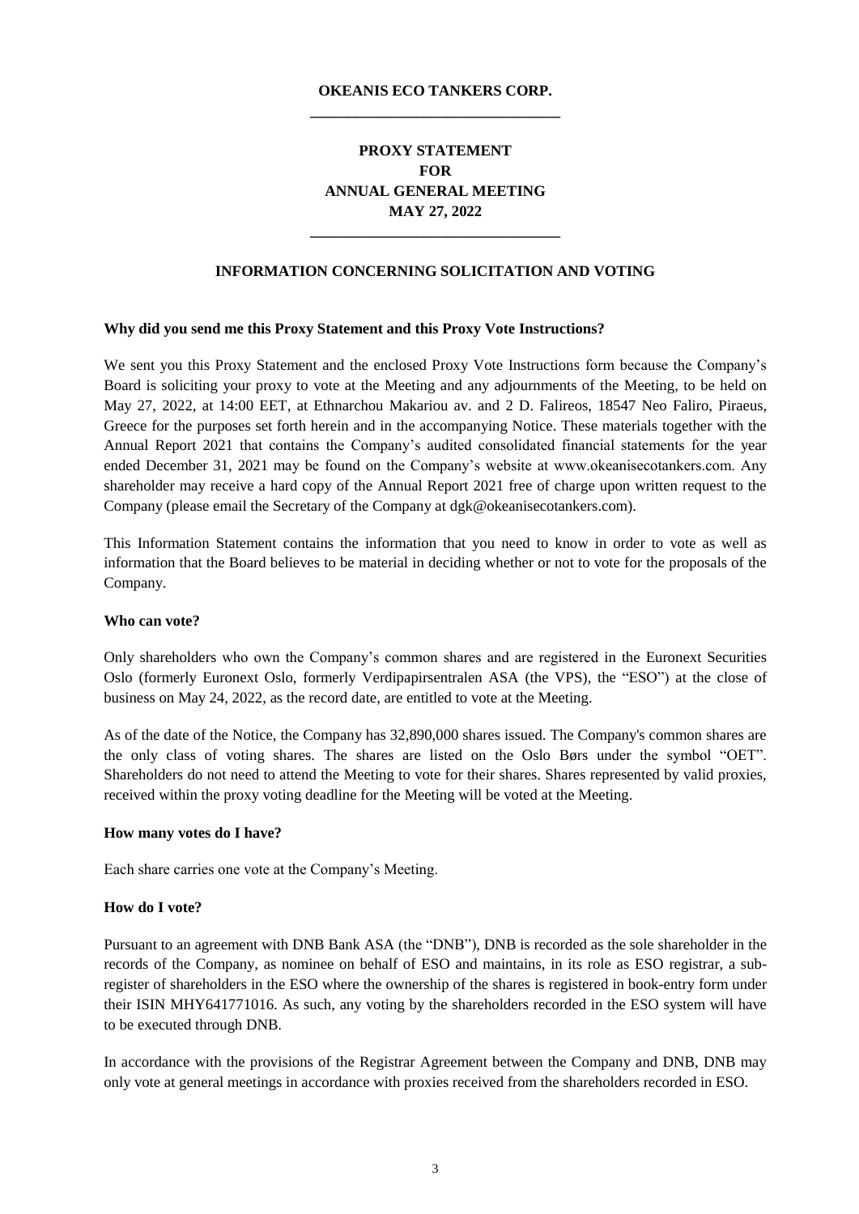**OKEANIS ECO TANKERS CORP.**

---

**PROXY STATEMENT**
**FOR**
**ANNUAL GENERAL MEETING**
**MAY 27, 2022**

---

**INFORMATION CONCERNING SOLICITATION AND VOTING**

**Why did you send me this Proxy Statement and this Proxy Vote Instructions?**

We sent you this Proxy Statement and the enclosed Proxy Vote Instructions form because the Company's Board is soliciting your proxy to vote at the Meeting and any adjournments of the Meeting, to be held on May 27, 2022, at 14:00 EET, at Ethnarchou Makariou av. and 2 D. Falireos, 18547 Neo Faliro, Piraeus, Greece for the purposes set forth herein and in the accompanying Notice. These materials together with the Annual Report 2021 that contains the Company's audited consolidated financial statements for the year ended December 31, 2021 may be found on the Company's website at www.okeanisecotankers.com. Any shareholder may receive a hard copy of the Annual Report 2021 free of charge upon written request to the Company (please email the Secretary of the Company at dgk@okeanisecotankers.com).

This Information Statement contains the information that you need to know in order to vote as well as information that the Board believes to be material in deciding whether or not to vote for the proposals of the Company.

**Who can vote?**

Only shareholders who own the Company's common shares and are registered in the Euronext Securities Oslo (formerly Euronext Oslo, formerly Verdipapirsentralen ASA (the VPS), the "ESO") at the close of business on May 24, 2022, as the record date, are entitled to vote at the Meeting.

As of the date of the Notice, the Company has 32,890,000 shares issued. The Company's common shares are the only class of voting shares. The shares are listed on the Oslo Børs under the symbol "OET". Shareholders do not need to attend the Meeting to vote for their shares. Shares represented by valid proxies, received within the proxy voting deadline for the Meeting will be voted at the Meeting.

**How many votes do I have?**

Each share carries one vote at the Company's Meeting.

**How do I vote?**

Pursuant to an agreement with DNB Bank ASA (the "DNB"), DNB is recorded as the sole shareholder in the records of the Company, as nominee on behalf of ESO and maintains, in its role as ESO registrar, a sub-register of shareholders in the ESO where the ownership of the shares is registered in book-entry form under their ISIN MHY641771016. As such, any voting by the shareholders recorded in the ESO system will have to be executed through DNB.

In accordance with the provisions of the Registrar Agreement between the Company and DNB, DNB may only vote at general meetings in accordance with proxies received from the shareholders recorded in ESO.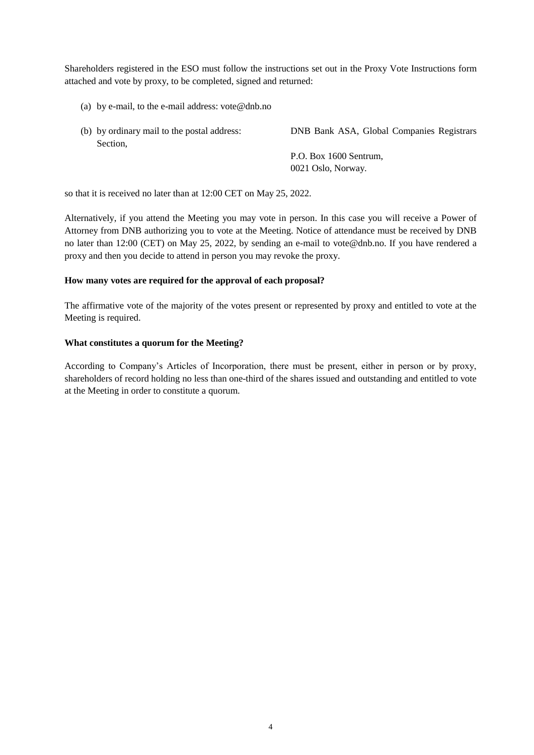Shareholders registered in the ESO must follow the instructions set out in the Proxy Vote Instructions form attached and vote by proxy, to be completed, signed and returned:

(a) by e-mail, to the e-mail address: vote@dnb.no

(b) by ordinary mail to the postal address: DNB Bank ASA, Global Companies Registrars Section,
P.O. Box 1600 Sentrum,
0021 Oslo, Norway.

so that it is received no later than at 12:00 CET on May 25, 2022.

Alternatively, if you attend the Meeting you may vote in person. In this case you will receive a Power of Attorney from DNB authorizing you to vote at the Meeting. Notice of attendance must be received by DNB no later than 12:00 (CET) on May 25, 2022, by sending an e-mail to vote@dnb.no. If you have rendered a proxy and then you decide to attend in person you may revoke the proxy.

**How many votes are required for the approval of each proposal?**

The affirmative vote of the majority of the votes present or represented by proxy and entitled to vote at the Meeting is required.

**What constitutes a quorum for the Meeting?**

According to Company's Articles of Incorporation, there must be present, either in person or by proxy, shareholders of record holding no less than one-third of the shares issued and outstanding and entitled to vote at the Meeting in order to constitute a quorum.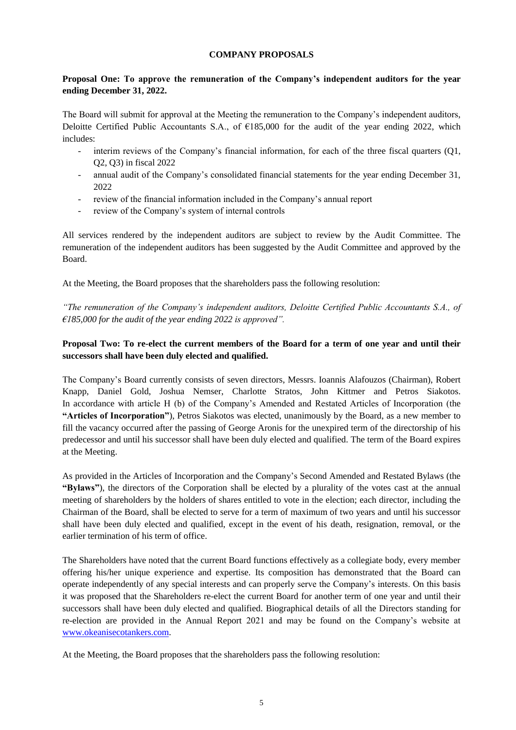## COMPANY PROPOSALS

**Proposal One: To approve the remuneration of the Company's independent auditors for the year ending December 31, 2022.**

The Board will submit for approval at the Meeting the remuneration to the Company's independent auditors, Deloitte Certified Public Accountants S.A., of €185,000 for the audit of the year ending 2022, which includes:

- interim reviews of the Company's financial information, for each of the three fiscal quarters (Q1, Q2, Q3) in fiscal 2022
- annual audit of the Company's consolidated financial statements for the year ending December 31, 2022
- review of the financial information included in the Company's annual report
- review of the Company's system of internal controls

All services rendered by the independent auditors are subject to review by the Audit Committee. The remuneration of the independent auditors has been suggested by the Audit Committee and approved by the Board.

At the Meeting, the Board proposes that the shareholders pass the following resolution:

*"The remuneration of the Company's independent auditors, Deloitte Certified Public Accountants S.A., of €185,000 for the audit of the year ending 2022 is approved".*

**Proposal Two: To re-elect the current members of the Board for a term of one year and until their successors shall have been duly elected and qualified.**

The Company's Board currently consists of seven directors, Messrs. Ioannis Alafouzos (Chairman), Robert Knapp, Daniel Gold, Joshua Nemser, Charlotte Stratos, John Kittmer and Petros Siakotos. In accordance with article H (b) of the Company's Amended and Restated Articles of Incorporation (the **"Articles of Incorporation"**), Petros Siakotos was elected, unanimously by the Board, as a new member to fill the vacancy occurred after the passing of George Aronis for the unexpired term of the directorship of his predecessor and until his successor shall have been duly elected and qualified. The term of the Board expires at the Meeting.

As provided in the Articles of Incorporation and the Company's Second Amended and Restated Bylaws (the **"Bylaws"**), the directors of the Corporation shall be elected by a plurality of the votes cast at the annual meeting of shareholders by the holders of shares entitled to vote in the election; each director, including the Chairman of the Board, shall be elected to serve for a term of maximum of two years and until his successor shall have been duly elected and qualified, except in the event of his death, resignation, removal, or the earlier termination of his term of office.

The Shareholders have noted that the current Board functions effectively as a collegiate body, every member offering his/her unique experience and expertise. Its composition has demonstrated that the Board can operate independently of any special interests and can properly serve the Company's interests. On this basis it was proposed that the Shareholders re-elect the current Board for another term of one year and until their successors shall have been duly elected and qualified. Biographical details of all the Directors standing for re-election are provided in the Annual Report 2021 and may be found on the Company's website at www.okeanisecotankers.com.

At the Meeting, the Board proposes that the shareholders pass the following resolution: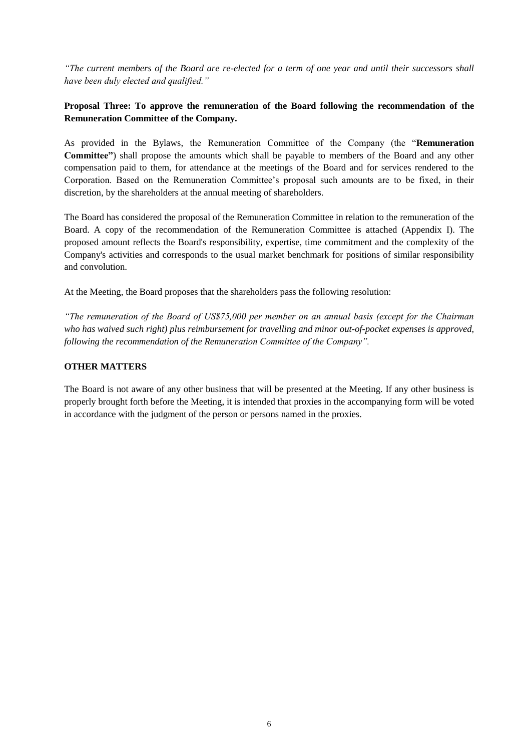*"The current members of the Board are re-elected for a term of one year and until their successors shall have been duly elected and qualified."*

**Proposal Three: To approve the remuneration of the Board following the recommendation of the Remuneration Committee of the Company.**

As provided in the Bylaws, the Remuneration Committee of the Company (the "**Remuneration Committee"**) shall propose the amounts which shall be payable to members of the Board and any other compensation paid to them, for attendance at the meetings of the Board and for services rendered to the Corporation. Based on the Remuneration Committee's proposal such amounts are to be fixed, in their discretion, by the shareholders at the annual meeting of shareholders.

The Board has considered the proposal of the Remuneration Committee in relation to the remuneration of the Board. A copy of the recommendation of the Remuneration Committee is attached (Appendix I). The proposed amount reflects the Board's responsibility, expertise, time commitment and the complexity of the Company's activities and corresponds to the usual market benchmark for positions of similar responsibility and convolution.

At the Meeting, the Board proposes that the shareholders pass the following resolution:

*"The remuneration of the Board of US$75,000 per member on an annual basis (except for the Chairman who has waived such right) plus reimbursement for travelling and minor out-of-pocket expenses is approved, following the recommendation of the Remuneration Committee of the Company".*

**OTHER MATTERS**

The Board is not aware of any other business that will be presented at the Meeting. If any other business is properly brought forth before the Meeting, it is intended that proxies in the accompanying form will be voted in accordance with the judgment of the person or persons named in the proxies.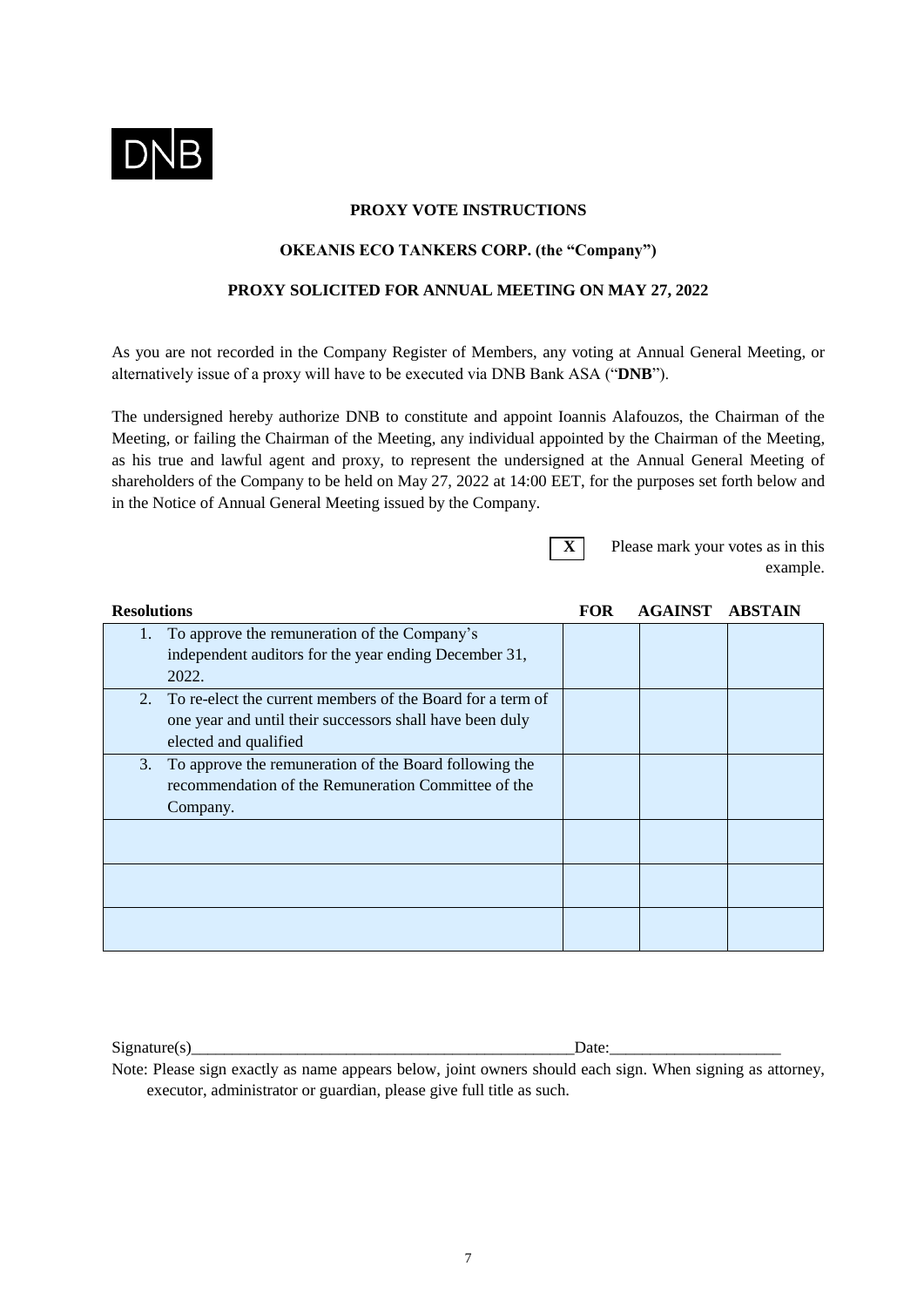DNB

**PROXY VOTE INSTRUCTIONS**

**OKEANIS ECO TANKERS CORP. (the "Company")**

**PROXY SOLICITED FOR ANNUAL MEETING ON MAY 27, 2022**

As you are not recorded in the Company Register of Members, any voting at Annual General Meeting, or alternatively issue of a proxy will have to be executed via DNB Bank ASA ("**DNB**").

The undersigned hereby authorize DNB to constitute and appoint Ioannis Alafouzos, the Chairman of the Meeting, or failing the Chairman of the Meeting, any individual appointed by the Chairman of the Meeting, as his true and lawful agent and proxy, to represent the undersigned at the Annual General Meeting of shareholders of the Company to be held on May 27, 2022 at 14:00 EET, for the purposes set forth below and in the Notice of Annual General Meeting issued by the Company.

**X** Please mark your votes as in this example.

| Resolutions | FOR | AGAINST | ABSTAIN |
|---|---|---|---|
| 1. To approve the remuneration of the Company's independent auditors for the year ending December 31, 2022. | | | |
| 2. To re-elect the current members of the Board for a term of one year and until their successors shall have been duly elected and qualified | | | |
| 3. To approve the remuneration of the Board following the recommendation of the Remuneration Committee of the Company. | | | |
| | | | |
| | | | |
| | | | |

Signature(s)_______________________________________________Date:____________________

Note: Please sign exactly as name appears below, joint owners should each sign. When signing as attorney, executor, administrator or guardian, please give full title as such.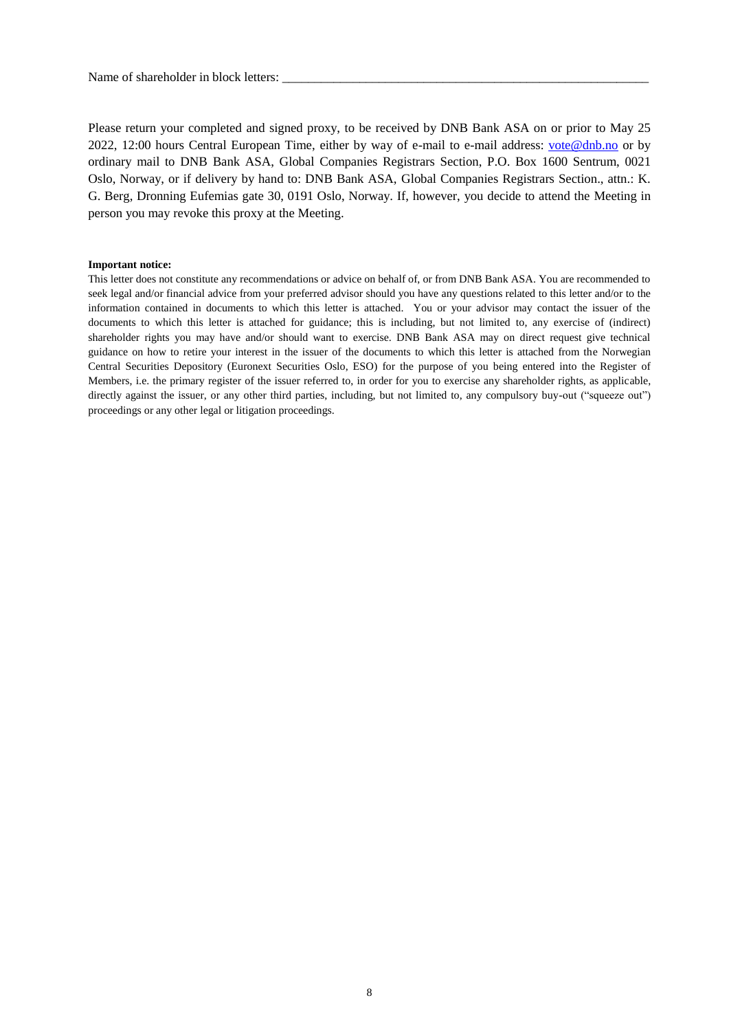Name of shareholder in block letters: \_\_\_\_\_\_\_\_\_\_\_\_\_\_\_\_\_\_\_\_\_\_\_\_\_\_\_\_\_\_\_\_\_\_\_\_\_\_\_\_\_\_\_\_\_\_\_\_\_\_\_\_\_\_\_\_\_\_

Please return your completed and signed proxy, to be received by DNB Bank ASA on or prior to May 25 2022, 12:00 hours Central European Time, either by way of e-mail to e-mail address: vote@dnb.no or by ordinary mail to DNB Bank ASA, Global Companies Registrars Section, P.O. Box 1600 Sentrum, 0021 Oslo, Norway, or if delivery by hand to: DNB Bank ASA, Global Companies Registrars Section., attn.: K. G. Berg, Dronning Eufemias gate 30, 0191 Oslo, Norway. If, however, you decide to attend the Meeting in person you may revoke this proxy at the Meeting.

**Important notice:**

This letter does not constitute any recommendations or advice on behalf of, or from DNB Bank ASA. You are recommended to seek legal and/or financial advice from your preferred advisor should you have any questions related to this letter and/or to the information contained in documents to which this letter is attached. You or your advisor may contact the issuer of the documents to which this letter is attached for guidance; this is including, but not limited to, any exercise of (indirect) shareholder rights you may have and/or should want to exercise. DNB Bank ASA may on direct request give technical guidance on how to retire your interest in the issuer of the documents to which this letter is attached from the Norwegian Central Securities Depository (Euronext Securities Oslo, ESO) for the purpose of you being entered into the Register of Members, i.e. the primary register of the issuer referred to, in order for you to exercise any shareholder rights, as applicable, directly against the issuer, or any other third parties, including, but not limited to, any compulsory buy-out ("squeeze out") proceedings or any other legal or litigation proceedings.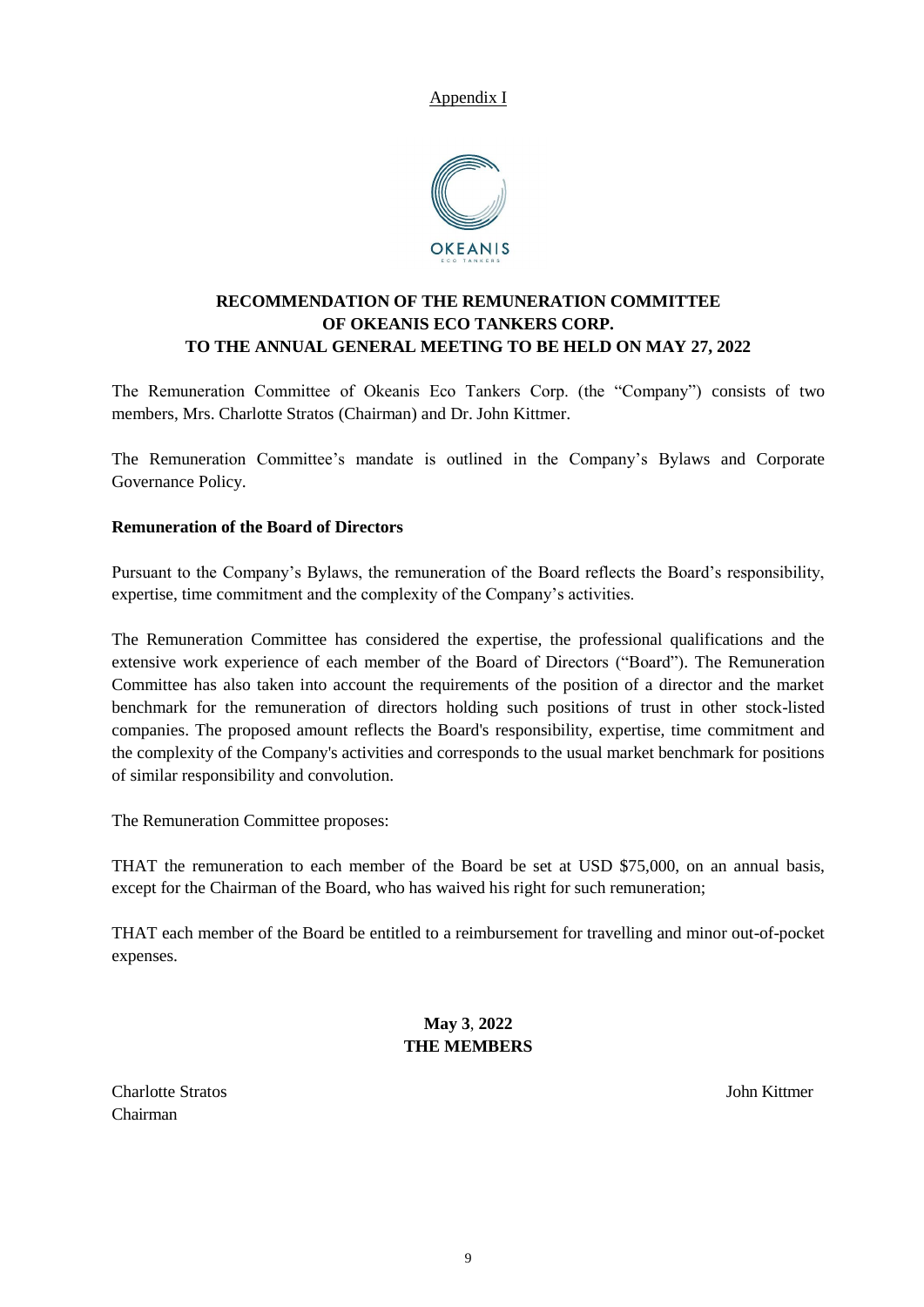Appendix I

OKEANIS

ECO TANKERS

**RECOMMENDATION OF THE REMUNERATION COMMITTEE OF OKEANIS ECO TANKERS CORP. TO THE ANNUAL GENERAL MEETING TO BE HELD ON MAY 27, 2022**

The Remuneration Committee of Okeanis Eco Tankers Corp. (the "Company") consists of two members, Mrs. Charlotte Stratos (Chairman) and Dr. John Kittmer.

The Remuneration Committee's mandate is outlined in the Company's Bylaws and Corporate Governance Policy.

**Remuneration of the Board of Directors**

Pursuant to the Company's Bylaws, the remuneration of the Board reflects the Board's responsibility, expertise, time commitment and the complexity of the Company's activities.

The Remuneration Committee has considered the expertise, the professional qualifications and the extensive work experience of each member of the Board of Directors ("Board"). The Remuneration Committee has also taken into account the requirements of the position of a director and the market benchmark for the remuneration of directors holding such positions of trust in other stock-listed companies. The proposed amount reflects the Board's responsibility, expertise, time commitment and the complexity of the Company's activities and corresponds to the usual market benchmark for positions of similar responsibility and convolution.

The Remuneration Committee proposes:

THAT the remuneration to each member of the Board be set at USD $75,000, on an annual basis, except for the Chairman of the Board, who has waived his right for such remuneration;

THAT each member of the Board be entitled to a reimbursement for travelling and minor out-of-pocket expenses.

**May 3, 2022**
**THE MEMBERS**

Charlotte Stratos
Chairman

John Kittmer